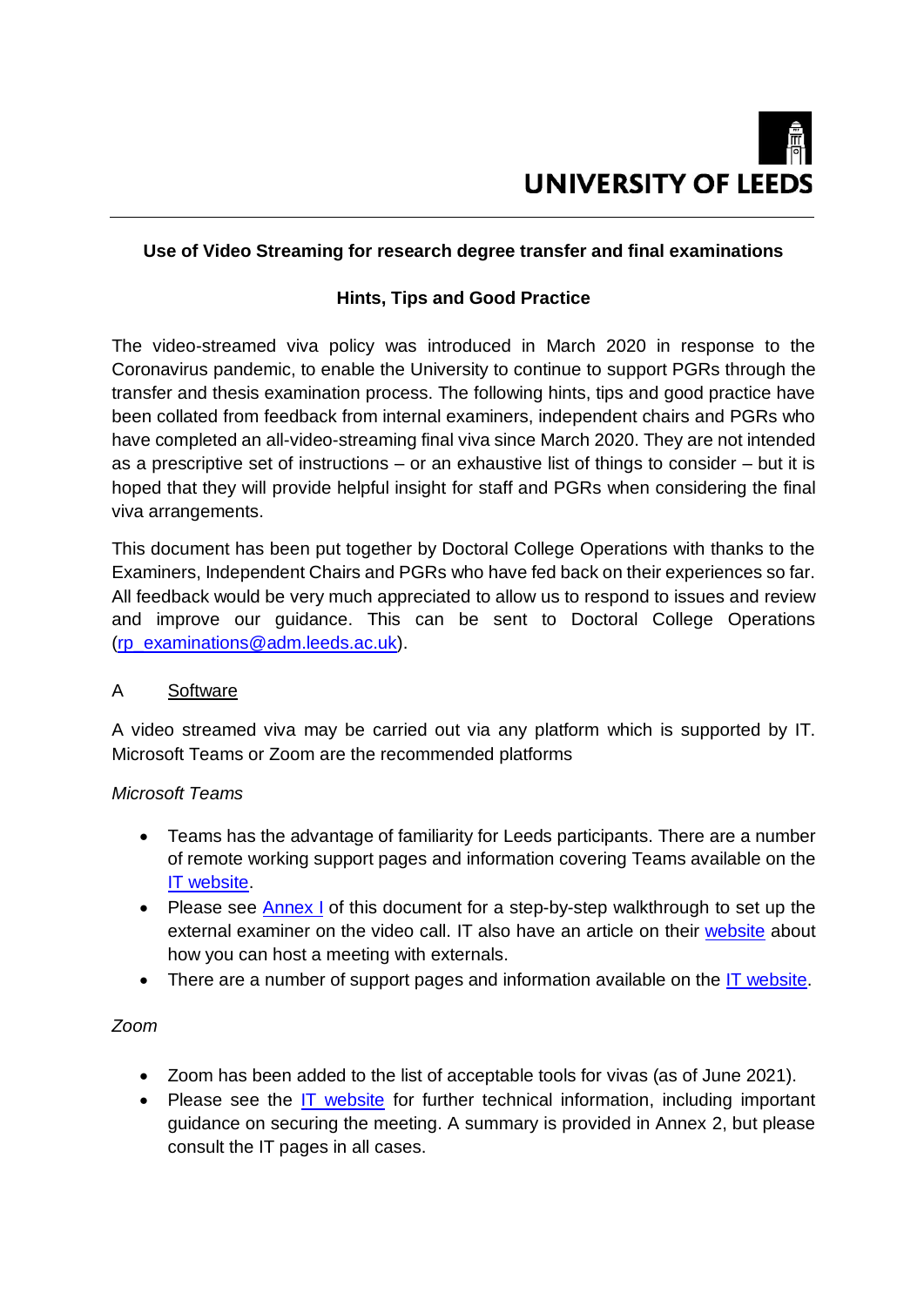UNIVERSITY OF LEEDS

**Use of Video Streaming for research degree transfer and final examinations**

**Hints, Tips and Good Practice**

The video-streamed viva policy was introduced in March 2020 in response to the Coronavirus pandemic, to enable the University to continue to support PGRs through the transfer and thesis examination process. The following hints, tips and good practice have been collated from feedback from internal examiners, independent chairs and PGRs who have completed an all-video-streaming final viva since March 2020. They are not intended as a prescriptive set of instructions – or an exhaustive list of things to consider – but it is hoped that they will provide helpful insight for staff and PGRs when considering the final viva arrangements.

This document has been put together by Doctoral College Operations with thanks to the Examiners, Independent Chairs and PGRs who have fed back on their experiences so far. All feedback would be very much appreciated to allow us to respond to issues and review and improve our guidance. This can be sent to Doctoral College Operations (rp_examinations@adm.leeds.ac.uk).

## A Software

A video streamed viva may be carried out via any platform which is supported by IT. Microsoft Teams or Zoom are the recommended platforms

*Microsoft Teams*

- Teams has the advantage of familiarity for Leeds participants. There are a number of remote working support pages and information covering Teams available on the IT website.
- Please see Annex I of this document for a step-by-step walkthrough to set up the external examiner on the video call. IT also have an article on their website about how you can host a meeting with externals.
- There are a number of support pages and information available on the IT website.

*Zoom*

- Zoom has been added to the list of acceptable tools for vivas (as of June 2021).
- Please see the IT website for further technical information, including important guidance on securing the meeting. A summary is provided in Annex 2, but please consult the IT pages in all cases.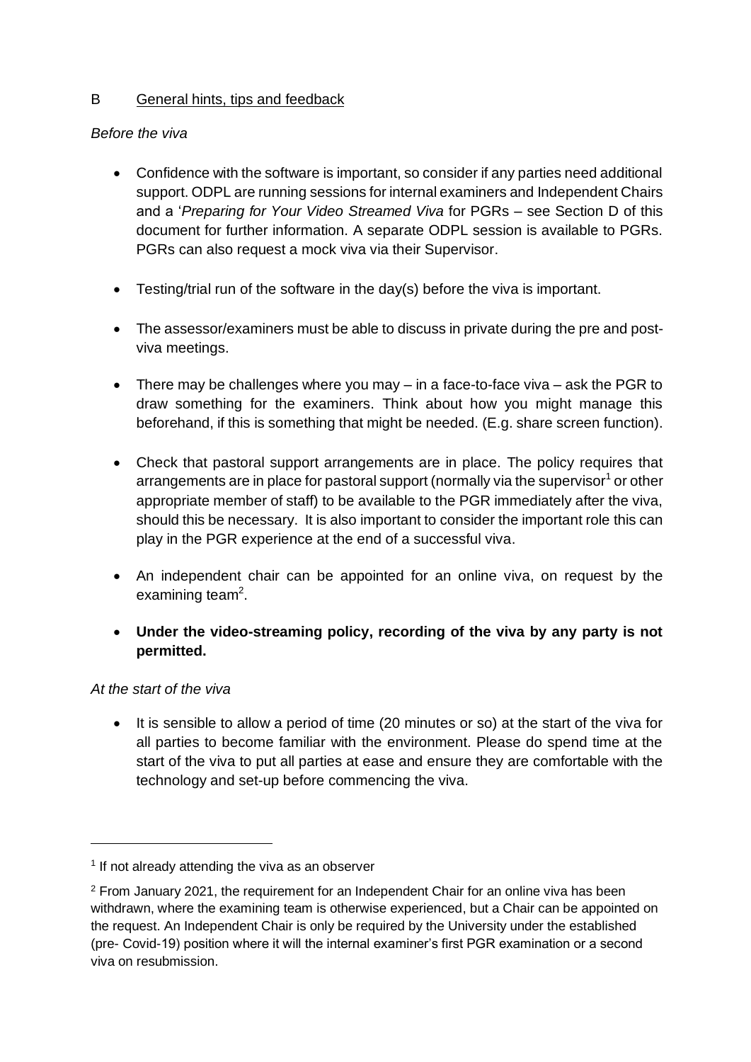## B General hints, tips and feedback

*Before the viva*

- Confidence with the software is important, so consider if any parties need additional support. ODPL are running sessions for internal examiners and Independent Chairs and a '*Preparing for Your Video Streamed Viva* for PGRs – see Section D of this document for further information. A separate ODPL session is available to PGRs. PGRs can also request a mock viva via their Supervisor.

- Testing/trial run of the software in the day(s) before the viva is important.

- The assessor/examiners must be able to discuss in private during the pre and post-viva meetings.

- There may be challenges where you may – in a face-to-face viva – ask the PGR to draw something for the examiners. Think about how you might manage this beforehand, if this is something that might be needed. (E.g. share screen function).

- Check that pastoral support arrangements are in place. The policy requires that arrangements are in place for pastoral support (normally via the supervisor[1] or other appropriate member of staff) to be available to the PGR immediately after the viva, should this be necessary. It is also important to consider the important role this can play in the PGR experience at the end of a successful viva.

- An independent chair can be appointed for an online viva, on request by the examining team[2].

- **Under the video-streaming policy, recording of the viva by any party is not permitted.**

*At the start of the viva*

- It is sensible to allow a period of time (20 minutes or so) at the start of the viva for all parties to become familiar with the environment. Please do spend time at the start of the viva to put all parties at ease and ensure they are comfortable with the technology and set-up before commencing the viva.

---

[1] If not already attending the viva as an observer

[2] From January 2021, the requirement for an Independent Chair for an online viva has been withdrawn, where the examining team is otherwise experienced, but a Chair can be appointed on the request. An Independent Chair is only be required by the University under the established (pre- Covid-19) position where it will the internal examiner's first PGR examination or a second viva on resubmission.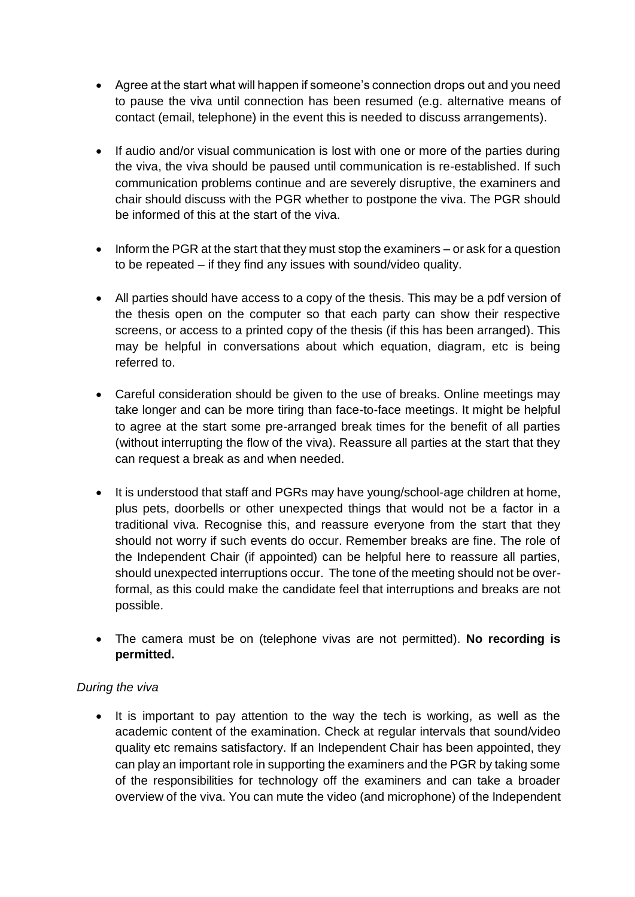- Agree at the start what will happen if someone's connection drops out and you need to pause the viva until connection has been resumed (e.g. alternative means of contact (email, telephone) in the event this is needed to discuss arrangements).

- If audio and/or visual communication is lost with one or more of the parties during the viva, the viva should be paused until communication is re-established. If such communication problems continue and are severely disruptive, the examiners and chair should discuss with the PGR whether to postpone the viva. The PGR should be informed of this at the start of the viva.

- Inform the PGR at the start that they must stop the examiners – or ask for a question to be repeated – if they find any issues with sound/video quality.

- All parties should have access to a copy of the thesis. This may be a pdf version of the thesis open on the computer so that each party can show their respective screens, or access to a printed copy of the thesis (if this has been arranged). This may be helpful in conversations about which equation, diagram, etc is being referred to.

- Careful consideration should be given to the use of breaks. Online meetings may take longer and can be more tiring than face-to-face meetings. It might be helpful to agree at the start some pre-arranged break times for the benefit of all parties (without interrupting the flow of the viva). Reassure all parties at the start that they can request a break as and when needed.

- It is understood that staff and PGRs may have young/school-age children at home, plus pets, doorbells or other unexpected things that would not be a factor in a traditional viva. Recognise this, and reassure everyone from the start that they should not worry if such events do occur. Remember breaks are fine. The role of the Independent Chair (if appointed) can be helpful here to reassure all parties, should unexpected interruptions occur. The tone of the meeting should not be over-formal, as this could make the candidate feel that interruptions and breaks are not possible.

- The camera must be on (telephone vivas are not permitted). **No recording is permitted.**

*During the viva*

- It is important to pay attention to the way the tech is working, as well as the academic content of the examination. Check at regular intervals that sound/video quality etc remains satisfactory. If an Independent Chair has been appointed, they can play an important role in supporting the examiners and the PGR by taking some of the responsibilities for technology off the examiners and can take a broader overview of the viva. You can mute the video (and microphone) of the Independent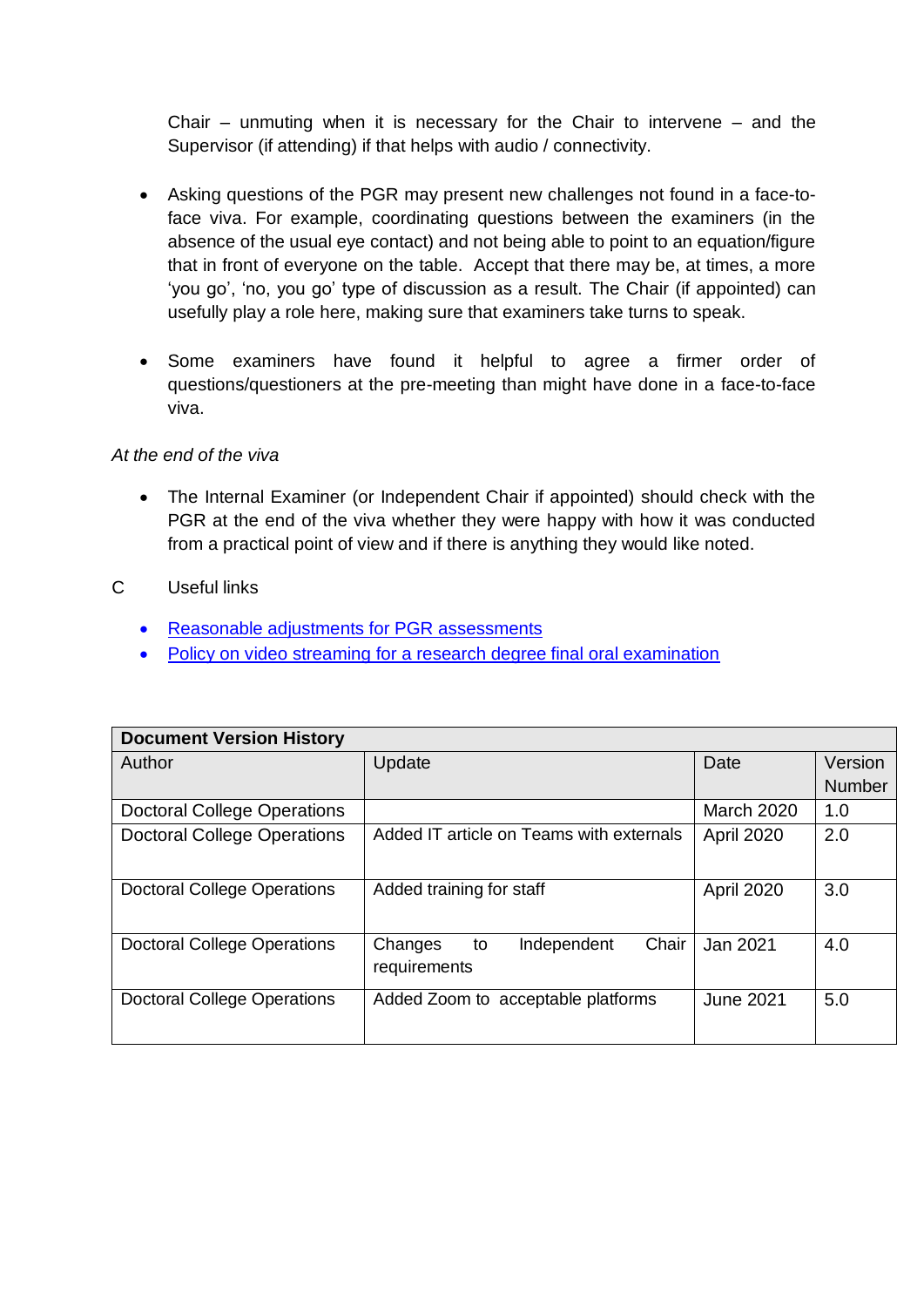Chair – unmuting when it is necessary for the Chair to intervene – and the Supervisor (if attending) if that helps with audio / connectivity.

- Asking questions of the PGR may present new challenges not found in a face-to-face viva. For example, coordinating questions between the examiners (in the absence of the usual eye contact) and not being able to point to an equation/figure that in front of everyone on the table. Accept that there may be, at times, a more 'you go', 'no, you go' type of discussion as a result. The Chair (if appointed) can usefully play a role here, making sure that examiners take turns to speak.

- Some examiners have found it helpful to agree a firmer order of questions/questioners at the pre-meeting than might have done in a face-to-face viva.

*At the end of the viva*

- The Internal Examiner (or Independent Chair if appointed) should check with the PGR at the end of the viva whether they were happy with how it was conducted from a practical point of view and if there is anything they would like noted.

C Useful links

- Reasonable adjustments for PGR assessments
- Policy on video streaming for a research degree final oral examination

| **Document Version History** | | | |
|---|---|---|---|
| Author | Update | Date | Version Number |
| Doctoral College Operations | | March 2020 | 1.0 |
| Doctoral College Operations | Added IT article on Teams with externals | April 2020 | 2.0 |
| Doctoral College Operations | Added training for staff | April 2020 | 3.0 |
| Doctoral College Operations | Changes to Independent Chair requirements | Jan 2021 | 4.0 |
| Doctoral College Operations | Added Zoom to acceptable platforms | June 2021 | 5.0 |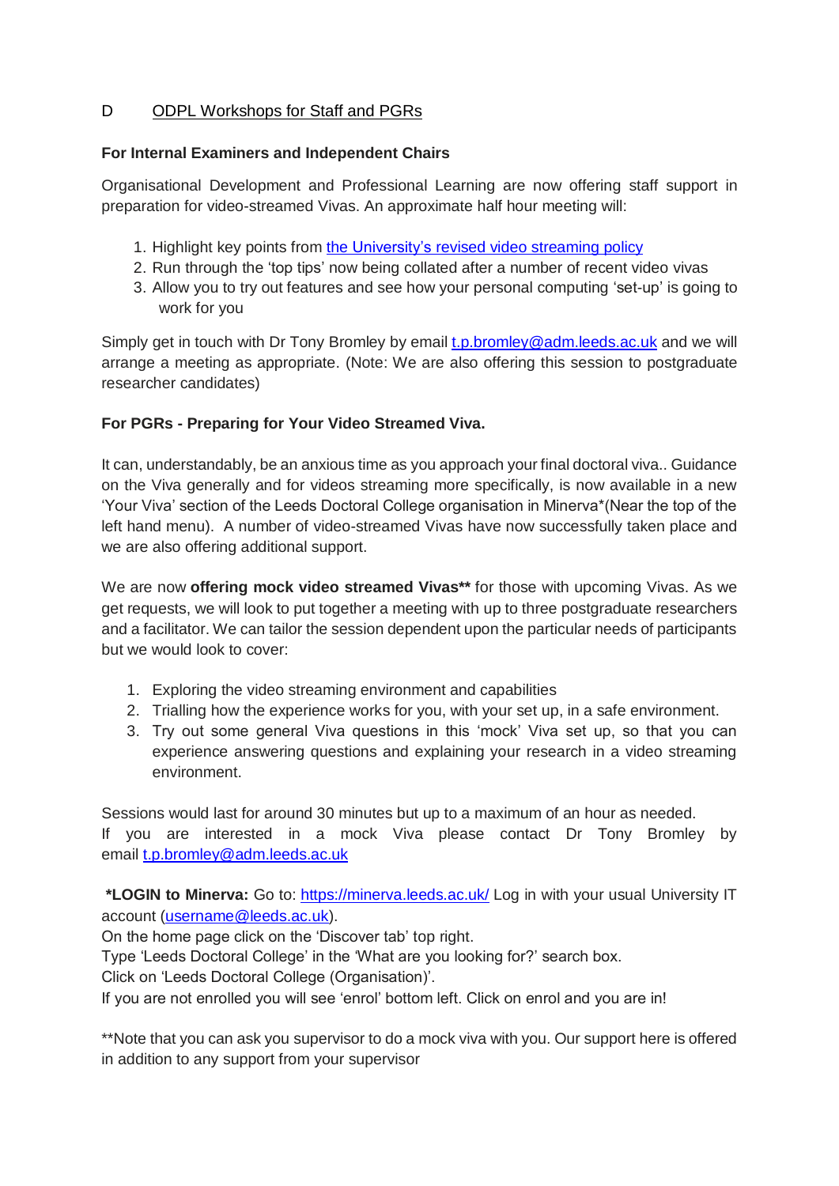## D ODPL Workshops for Staff and PGRs

**For Internal Examiners and Independent Chairs**

Organisational Development and Professional Learning are now offering staff support in preparation for video-streamed Vivas. An approximate half hour meeting will:

1. Highlight key points from the University's revised video streaming policy
2. Run through the 'top tips' now being collated after a number of recent video vivas
3. Allow you to try out features and see how your personal computing 'set-up' is going to work for you

Simply get in touch with Dr Tony Bromley by email t.p.bromley@adm.leeds.ac.uk and we will arrange a meeting as appropriate. (Note: We are also offering this session to postgraduate researcher candidates)

**For PGRs - Preparing for Your Video Streamed Viva.**

It can, understandably, be an anxious time as you approach your final doctoral viva.. Guidance on the Viva generally and for videos streaming more specifically, is now available in a new 'Your Viva' section of the Leeds Doctoral College organisation in Minerva*(Near the top of the left hand menu). A number of video-streamed Vivas have now successfully taken place and we are also offering additional support.

We are now **offering mock video streamed Vivas**** for those with upcoming Vivas. As we get requests, we will look to put together a meeting with up to three postgraduate researchers and a facilitator. We can tailor the session dependent upon the particular needs of participants but we would look to cover:

1. Exploring the video streaming environment and capabilities
2. Trialling how the experience works for you, with your set up, in a safe environment.
3. Try out some general Viva questions in this 'mock' Viva set up, so that you can experience answering questions and explaining your research in a video streaming environment.

Sessions would last for around 30 minutes but up to a maximum of an hour as needed.
If you are interested in a mock Viva please contact Dr Tony Bromley by email t.p.bromley@adm.leeds.ac.uk

***LOGIN to Minerva:** Go to: https://minerva.leeds.ac.uk/ Log in with your usual University IT account (username@leeds.ac.uk).
On the home page click on the 'Discover tab' top right.
Type 'Leeds Doctoral College' in the 'What are you looking for?' search box.
Click on 'Leeds Doctoral College (Organisation)'.
If you are not enrolled you will see 'enrol' bottom left. Click on enrol and you are in!

**Note that you can ask you supervisor to do a mock viva with you. Our support here is offered in addition to any support from your supervisor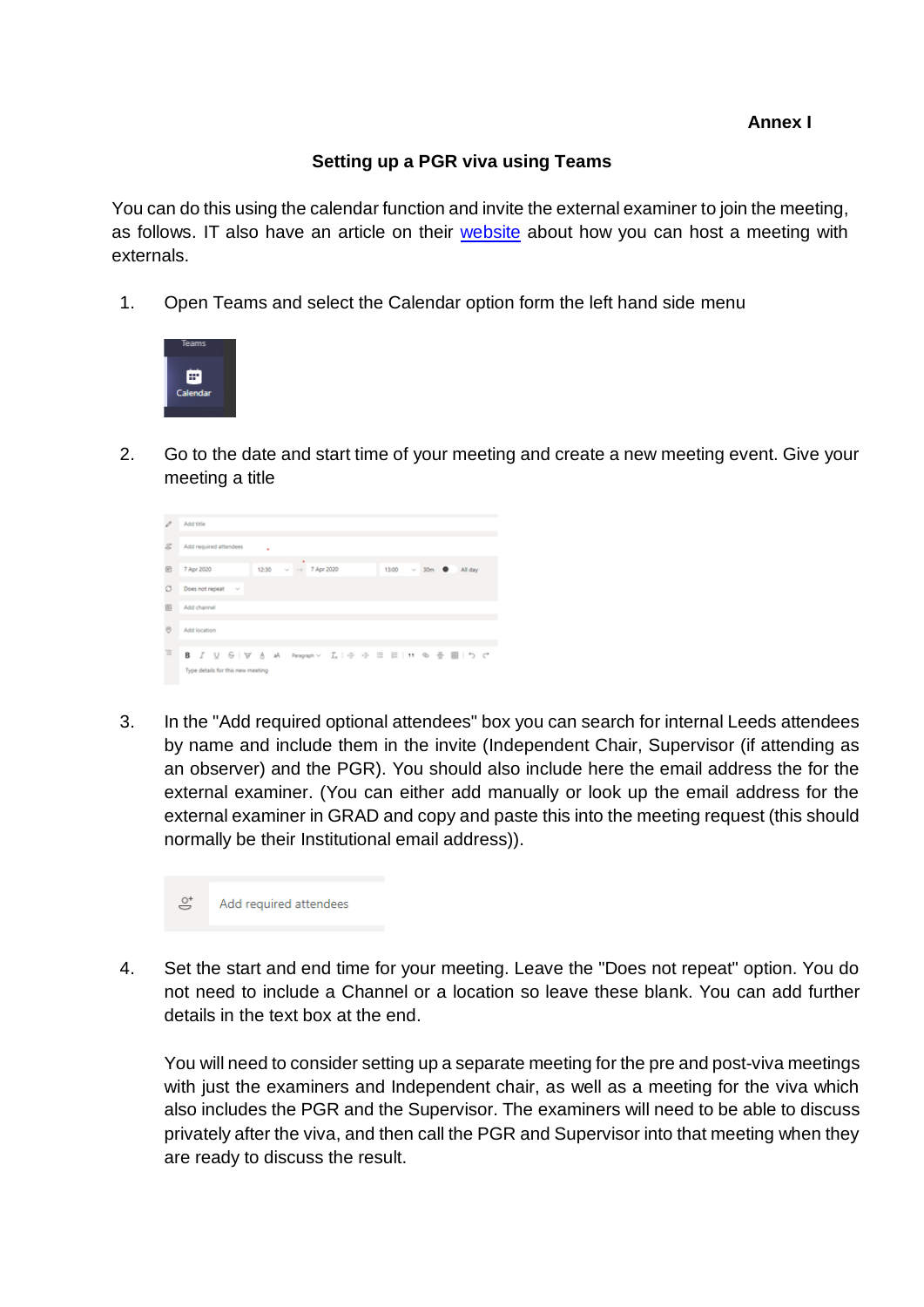**Annex I**

## Setting up a PGR viva using Teams

You can do this using the calendar function and invite the external examiner to join the meeting, as follows. IT also have an article on their website about how you can host a meeting with externals.

1. Open Teams and select the Calendar option form the left hand side menu

2. Go to the date and start time of your meeting and create a new meeting event. Give your meeting a title

3. In the "Add required optional attendees" box you can search for internal Leeds attendees by name and include them in the invite (Independent Chair, Supervisor (if attending as an observer) and the PGR). You should also include here the email address the for the external examiner. (You can either add manually or look up the email address for the external examiner in GRAD and copy and paste this into the meeting request (this should normally be their Institutional email address)).

4. Set the start and end time for your meeting. Leave the "Does not repeat" option. You do not need to include a Channel or a location so leave these blank. You can add further details in the text box at the end.

   You will need to consider setting up a separate meeting for the pre and post-viva meetings with just the examiners and Independent chair, as well as a meeting for the viva which also includes the PGR and the Supervisor. The examiners will need to be able to discuss privately after the viva, and then call the PGR and Supervisor into that meeting when they are ready to discuss the result.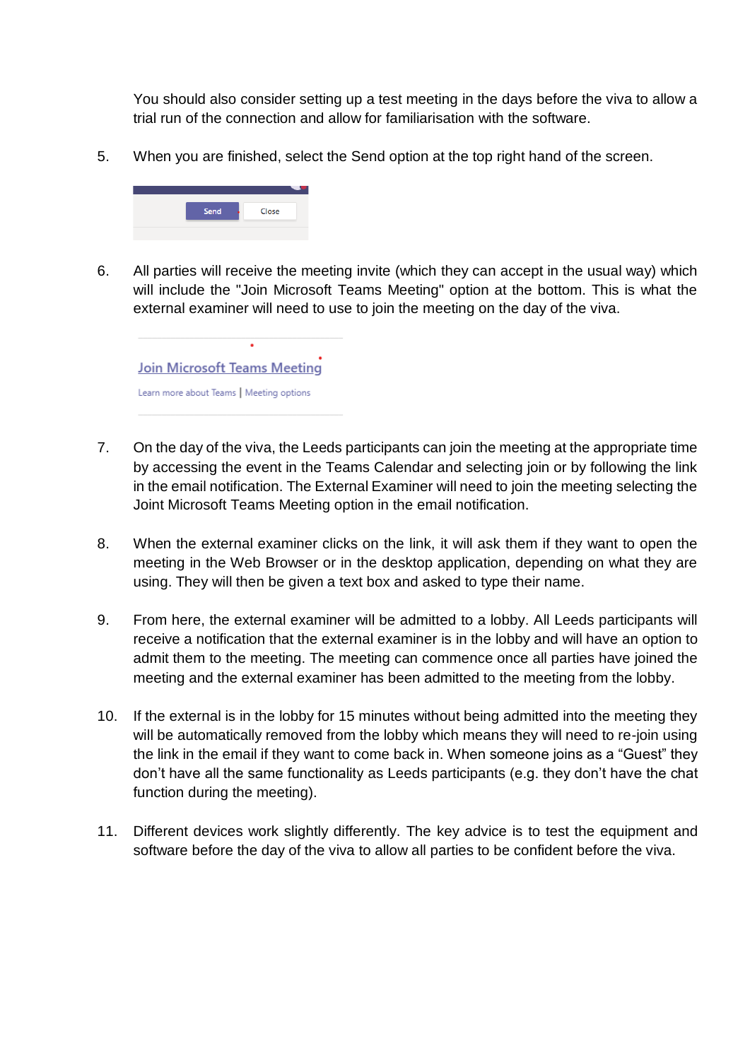You should also consider setting up a test meeting in the days before the viva to allow a trial run of the connection and allow for familiarisation with the software.

5. When you are finished, select the Send option at the top right hand of the screen.

6. All parties will receive the meeting invite (which they can accept in the usual way) which will include the "Join Microsoft Teams Meeting" option at the bottom. This is what the external examiner will need to use to join the meeting on the day of the viva.

7. On the day of the viva, the Leeds participants can join the meeting at the appropriate time by accessing the event in the Teams Calendar and selecting join or by following the link in the email notification. The External Examiner will need to join the meeting selecting the Joint Microsoft Teams Meeting option in the email notification.

8. When the external examiner clicks on the link, it will ask them if they want to open the meeting in the Web Browser or in the desktop application, depending on what they are using. They will then be given a text box and asked to type their name.

9. From here, the external examiner will be admitted to a lobby. All Leeds participants will receive a notification that the external examiner is in the lobby and will have an option to admit them to the meeting. The meeting can commence once all parties have joined the meeting and the external examiner has been admitted to the meeting from the lobby.

10. If the external is in the lobby for 15 minutes without being admitted into the meeting they will be automatically removed from the lobby which means they will need to re-join using the link in the email if they want to come back in. When someone joins as a “Guest” they don’t have all the same functionality as Leeds participants (e.g. they don’t have the chat function during the meeting).

11. Different devices work slightly differently. The key advice is to test the equipment and software before the day of the viva to allow all parties to be confident before the viva.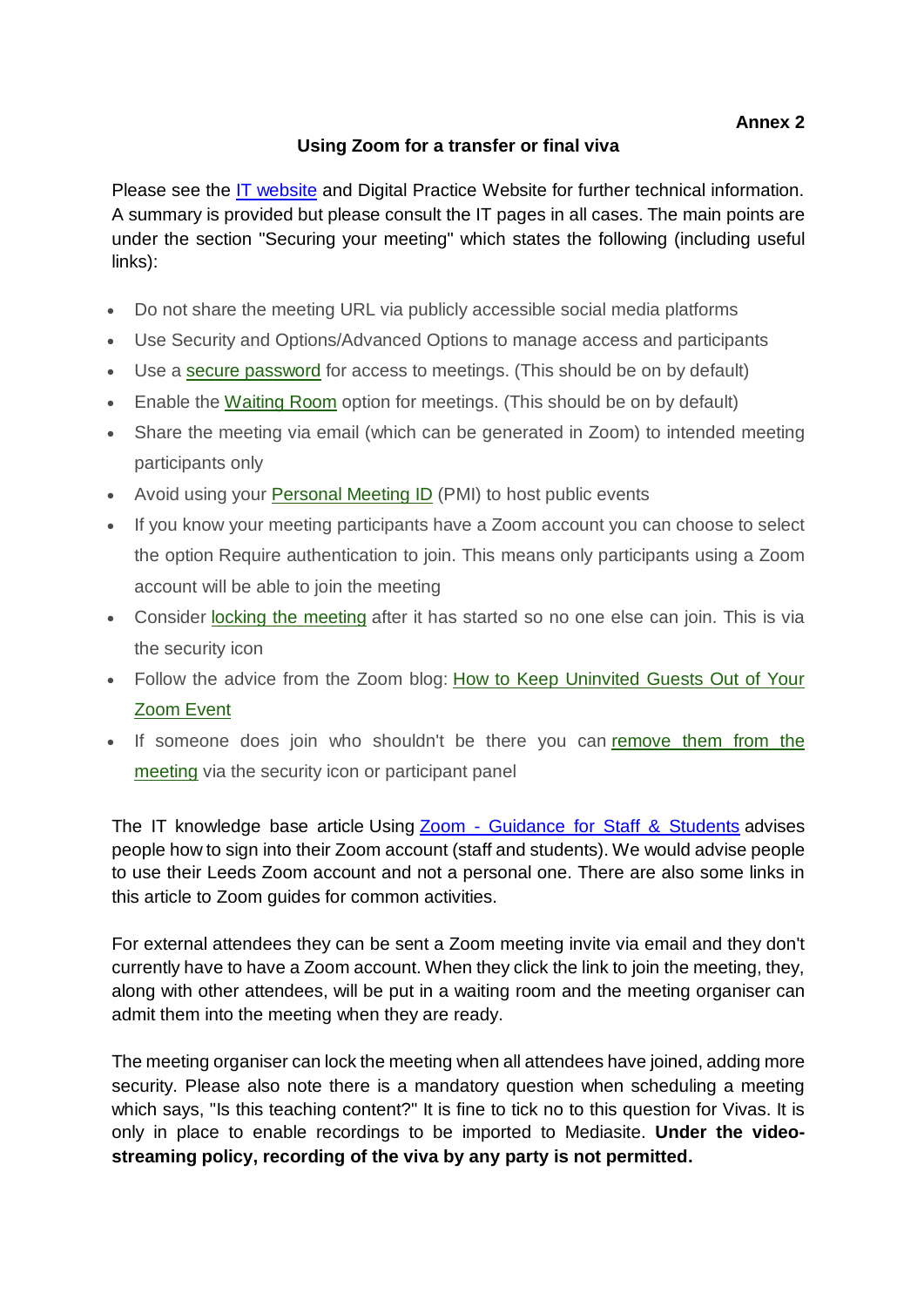**Annex 2**

## Using Zoom for a transfer or final viva

Please see the IT website and Digital Practice Website for further technical information. A summary is provided but please consult the IT pages in all cases. The main points are under the section "Securing your meeting" which states the following (including useful links):

- Do not share the meeting URL via publicly accessible social media platforms
- Use Security and Options/Advanced Options to manage access and participants
- Use a secure password for access to meetings. (This should be on by default)
- Enable the Waiting Room option for meetings. (This should be on by default)
- Share the meeting via email (which can be generated in Zoom) to intended meeting participants only
- Avoid using your Personal Meeting ID (PMI) to host public events
- If you know your meeting participants have a Zoom account you can choose to select the option Require authentication to join. This means only participants using a Zoom account will be able to join the meeting
- Consider locking the meeting after it has started so no one else can join. This is via the security icon
- Follow the advice from the Zoom blog: How to Keep Uninvited Guests Out of Your Zoom Event
- If someone does join who shouldn't be there you can remove them from the meeting via the security icon or participant panel

The IT knowledge base article Using Zoom - Guidance for Staff & Students advises people how to sign into their Zoom account (staff and students). We would advise people to use their Leeds Zoom account and not a personal one. There are also some links in this article to Zoom guides for common activities.

For external attendees they can be sent a Zoom meeting invite via email and they don't currently have to have a Zoom account. When they click the link to join the meeting, they, along with other attendees, will be put in a waiting room and the meeting organiser can admit them into the meeting when they are ready.

The meeting organiser can lock the meeting when all attendees have joined, adding more security. Please also note there is a mandatory question when scheduling a meeting which says, "Is this teaching content?" It is fine to tick no to this question for Vivas. It is only in place to enable recordings to be imported to Mediasite. **Under the video-streaming policy, recording of the viva by any party is not permitted.**